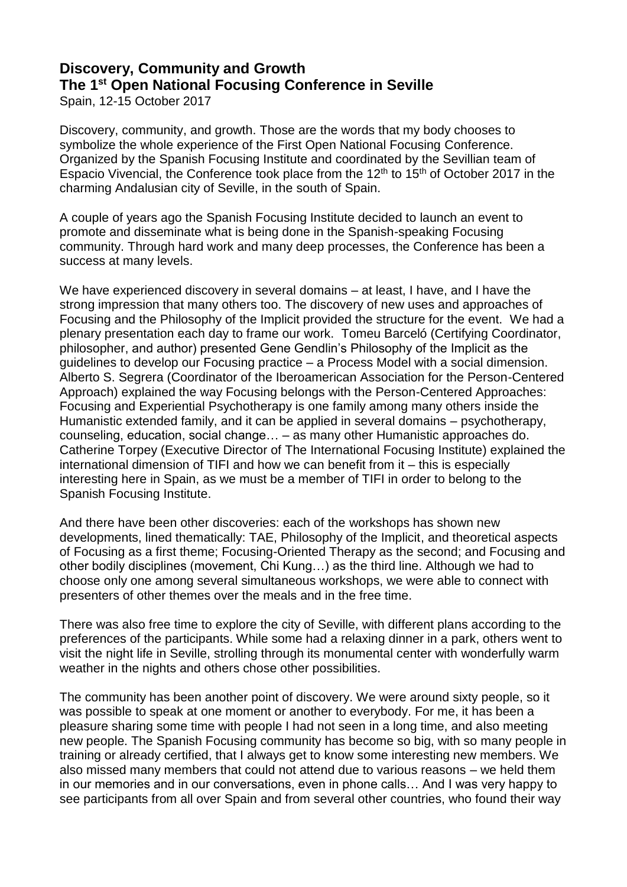# Discovery, Community and Growth
## The 1st Open National Focusing Conference in Seville

Spain, 12-15 October 2017

Discovery, community, and growth. Those are the words that my body chooses to symbolize the whole experience of the First Open National Focusing Conference. Organized by the Spanish Focusing Institute and coordinated by the Sevillian team of Espacio Vivencial, the Conference took place from the 12th to 15th of October 2017 in the charming Andalusian city of Seville, in the south of Spain.

A couple of years ago the Spanish Focusing Institute decided to launch an event to promote and disseminate what is being done in the Spanish-speaking Focusing community. Through hard work and many deep processes, the Conference has been a success at many levels.

We have experienced discovery in several domains – at least, I have, and I have the strong impression that many others too. The discovery of new uses and approaches of Focusing and the Philosophy of the Implicit provided the structure for the event. We had a plenary presentation each day to frame our work. Tomeu Barceló (Certifying Coordinator, philosopher, and author) presented Gene Gendlin's Philosophy of the Implicit as the guidelines to develop our Focusing practice – a Process Model with a social dimension. Alberto S. Segrera (Coordinator of the Iberoamerican Association for the Person-Centered Approach) explained the way Focusing belongs with the Person-Centered Approaches: Focusing and Experiential Psychotherapy is one family among many others inside the Humanistic extended family, and it can be applied in several domains – psychotherapy, counseling, education, social change… – as many other Humanistic approaches do. Catherine Torpey (Executive Director of The International Focusing Institute) explained the international dimension of TIFI and how we can benefit from it – this is especially interesting here in Spain, as we must be a member of TIFI in order to belong to the Spanish Focusing Institute.

And there have been other discoveries: each of the workshops has shown new developments, lined thematically: TAE, Philosophy of the Implicit, and theoretical aspects of Focusing as a first theme; Focusing-Oriented Therapy as the second; and Focusing and other bodily disciplines (movement, Chi Kung…) as the third line. Although we had to choose only one among several simultaneous workshops, we were able to connect with presenters of other themes over the meals and in the free time.

There was also free time to explore the city of Seville, with different plans according to the preferences of the participants. While some had a relaxing dinner in a park, others went to visit the night life in Seville, strolling through its monumental center with wonderfully warm weather in the nights and others chose other possibilities.

The community has been another point of discovery. We were around sixty people, so it was possible to speak at one moment or another to everybody. For me, it has been a pleasure sharing some time with people I had not seen in a long time, and also meeting new people. The Spanish Focusing community has become so big, with so many people in training or already certified, that I always get to know some interesting new members. We also missed many members that could not attend due to various reasons – we held them in our memories and in our conversations, even in phone calls… And I was very happy to see participants from all over Spain and from several other countries, who found their way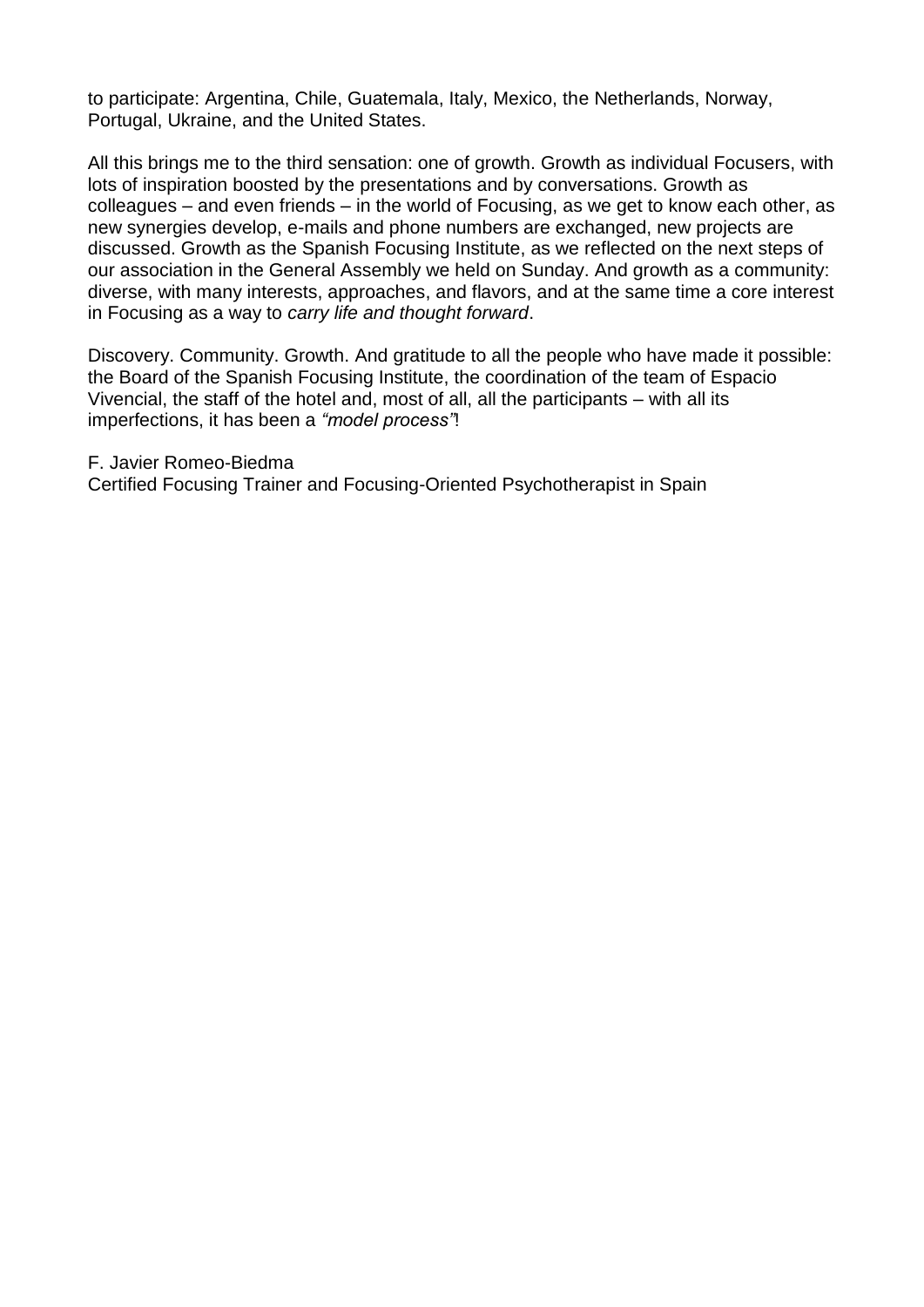to participate: Argentina, Chile, Guatemala, Italy, Mexico, the Netherlands, Norway, Portugal, Ukraine, and the United States.

All this brings me to the third sensation: one of growth. Growth as individual Focusers, with lots of inspiration boosted by the presentations and by conversations. Growth as colleagues – and even friends – in the world of Focusing, as we get to know each other, as new synergies develop, e-mails and phone numbers are exchanged, new projects are discussed. Growth as the Spanish Focusing Institute, as we reflected on the next steps of our association in the General Assembly we held on Sunday. And growth as a community: diverse, with many interests, approaches, and flavors, and at the same time a core interest in Focusing as a way to *carry life and thought forward*.

Discovery. Community. Growth. And gratitude to all the people who have made it possible: the Board of the Spanish Focusing Institute, the coordination of the team of Espacio Vivencial, the staff of the hotel and, most of all, all the participants – with all its imperfections, it has been a *"model process"*!

F. Javier Romeo-Biedma  
Certified Focusing Trainer and Focusing-Oriented Psychotherapist in Spain